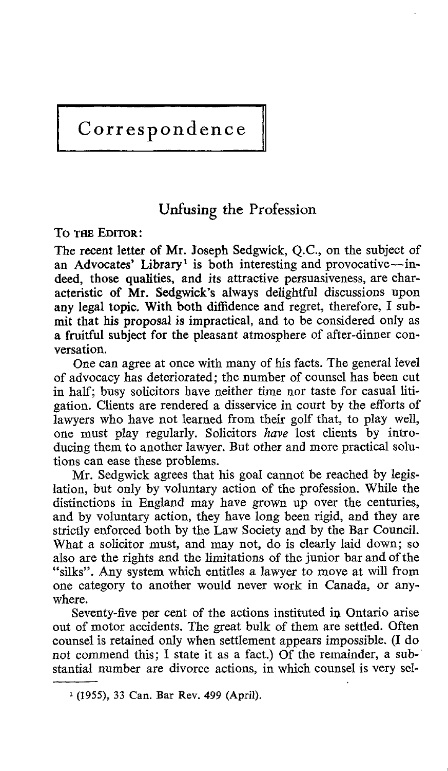# Correspondence

## Unfusing the Profession

**To the Editor:**

The recent letter of Mr. Joseph Sedgwick, Q.C., on the subject of an Advocates' Library[1] is both interesting and provocative—indeed, those qualities, and its attractive persuasiveness, are characteristic of Mr. Sedgwick's always delightful discussions upon any legal topic. With both diffidence and regret, therefore, I submit that his proposal is impractical, and to be considered only as a fruitful subject for the pleasant atmosphere of after-dinner conversation.

One can agree at once with many of his facts. The general level of advocacy has deteriorated; the number of counsel has been cut in half; busy solicitors have neither time nor taste for casual litigation. Clients are rendered a disservice in court by the efforts of lawyers who have not learned from their golf that, to play well, one must play regularly. Solicitors *have* lost clients by introducing them to another lawyer. But other and more practical solutions can ease these problems.

Mr. Sedgwick agrees that his goal cannot be reached by legislation, but only by voluntary action of the profession. While the distinctions in England may have grown up over the centuries, and by voluntary action, they have long been rigid, and they are strictly enforced both by the Law Society and by the Bar Council. What a solicitor must, and may not, do is clearly laid down; so also are the rights and the limitations of the junior bar and of the "silks". Any system which entitles a lawyer to move at will from one category to another would never work in Canada, or anywhere.

Seventy-five per cent of the actions instituted in Ontario arise out of motor accidents. The great bulk of them are settled. Often counsel is retained only when settlement appears impossible. (I do not commend this; I state it as a fact.) Of the remainder, a substantial number are divorce actions, in which counsel is very sel-

---

[1] (1955), 33 Can. Bar Rev. 499 (April).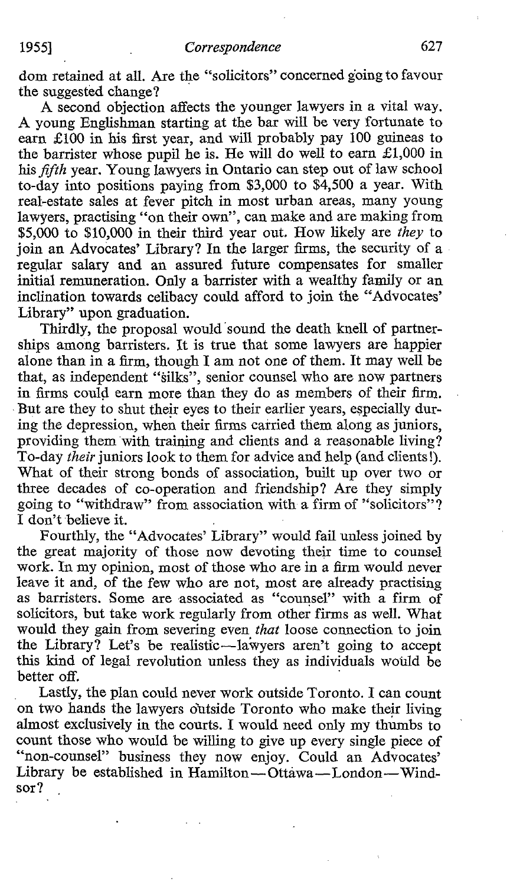dom retained at all. Are the "solicitors" concerned going to favour the suggested change?

A second objection affects the younger lawyers in a vital way. A young Englishman starting at the bar will be very fortunate to earn £100 in his first year, and will probably pay 100 guineas to the barrister whose pupil he is. He will do well to earn £1,000 in his *fifth* year. Young lawyers in Ontario can step out of law school to-day into positions paying from $3,000 to $4,500 a year. With real-estate sales at fever pitch in most urban areas, many young lawyers, practising "on their own", can make and are making from $5,000 to $10,000 in their third year out. How likely are *they* to join an Advocates' Library? In the larger firms, the security of a regular salary and an assured future compensates for smaller initial remuneration. Only a barrister with a wealthy family or an inclination towards celibacy could afford to join the "Advocates' Library" upon graduation.

Thirdly, the proposal would sound the death knell of partnerships among barristers. It is true that some lawyers are happier alone than in a firm, though I am not one of them. It may well be that, as independent "silks", senior counsel who are now partners in firms could earn more than they do as members of their firm. But are they to shut their eyes to their earlier years, especially during the depression, when their firms carried them along as juniors, providing them with training and clients and a reasonable living? To-day *their* juniors look to them for advice and help (and clients!). What of their strong bonds of association, built up over two or three decades of co-operation and friendship? Are they simply going to "withdraw" from association with a firm of "solicitors"? I don't believe it.

Fourthly, the "Advocates' Library" would fail unless joined by the great majority of those now devoting their time to counsel work. In my opinion, most of those who are in a firm would never leave it and, of the few who are not, most are already practising as barristers. Some are associated as "counsel" with a firm of solicitors, but take work regularly from other firms as well. What would they gain from severing even *that* loose connection to join the Library? Let's be realistic—lawyers aren't going to accept this kind of legal revolution unless they as individuals would be better off.

Lastly, the plan could never work outside Toronto. I can count on two hands the lawyers outside Toronto who make their living almost exclusively in the courts. I would need only my thumbs to count those who would be willing to give up every single piece of "non-counsel" business they now enjoy. Could an Advocates' Library be established in Hamilton—Ottawa—London—Windsor?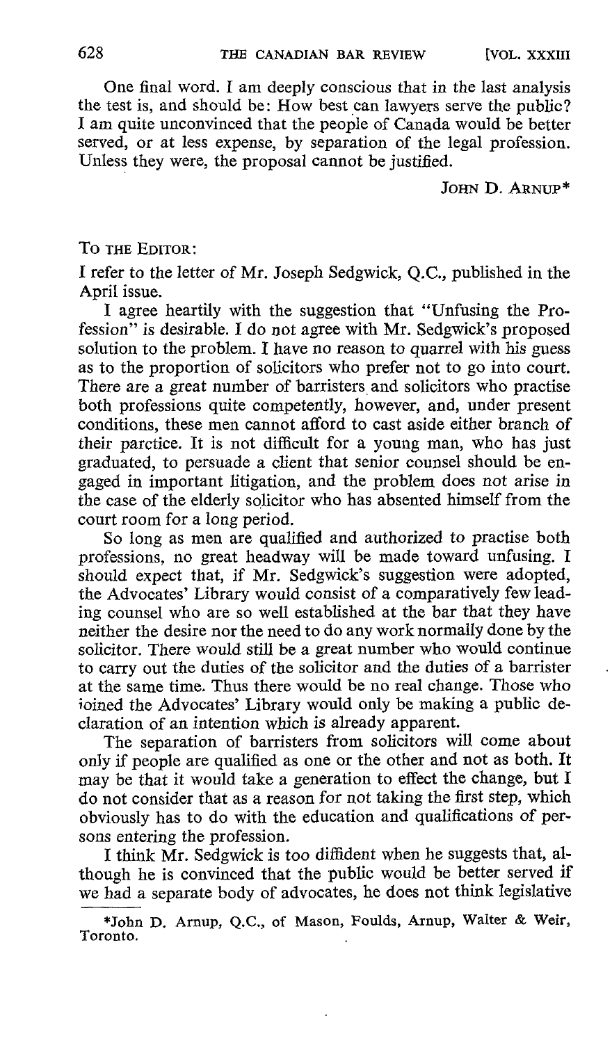One final word. I am deeply conscious that in the last analysis the test is, and should be: How best can lawyers serve the public? I am quite unconvinced that the people of Canada would be better served, or at less expense, by separation of the legal profession. Unless they were, the proposal cannot be justified.

JOHN D. ARNUP*

TO THE EDITOR:

I refer to the letter of Mr. Joseph Sedgwick, Q.C., published in the April issue.

I agree heartily with the suggestion that "Unfusing the Profession" is desirable. I do not agree with Mr. Sedgwick's proposed solution to the problem. I have no reason to quarrel with his guess as to the proportion of solicitors who prefer not to go into court. There are a great number of barristers and solicitors who practise both professions quite competently, however, and, under present conditions, these men cannot afford to cast aside either branch of their parctice. It is not difficult for a young man, who has just graduated, to persuade a client that senior counsel should be engaged in important litigation, and the problem does not arise in the case of the elderly solicitor who has absented himself from the court room for a long period.

So long as men are qualified and authorized to practise both professions, no great headway will be made toward unfusing. I should expect that, if Mr. Sedgwick's suggestion were adopted, the Advocates' Library would consist of a comparatively few leading counsel who are so well established at the bar that they have neither the desire nor the need to do any work normally done by the solicitor. There would still be a great number who would continue to carry out the duties of the solicitor and the duties of a barrister at the same time. Thus there would be no real change. Those who ioined the Advocates' Library would only be making a public declaration of an intention which is already apparent.

The separation of barristers from solicitors will come about only if people are qualified as one or the other and not as both. It may be that it would take a generation to effect the change, but I do not consider that as a reason for not taking the first step, which obviously has to do with the education and qualifications of persons entering the profession.

I think Mr. Sedgwick is too diffident when he suggests that, although he is convinced that the public would be better served if we had a separate body of advocates, he does not think legislative

*John D. Arnup, Q.C., of Mason, Foulds, Arnup, Walter & Weir, Toronto.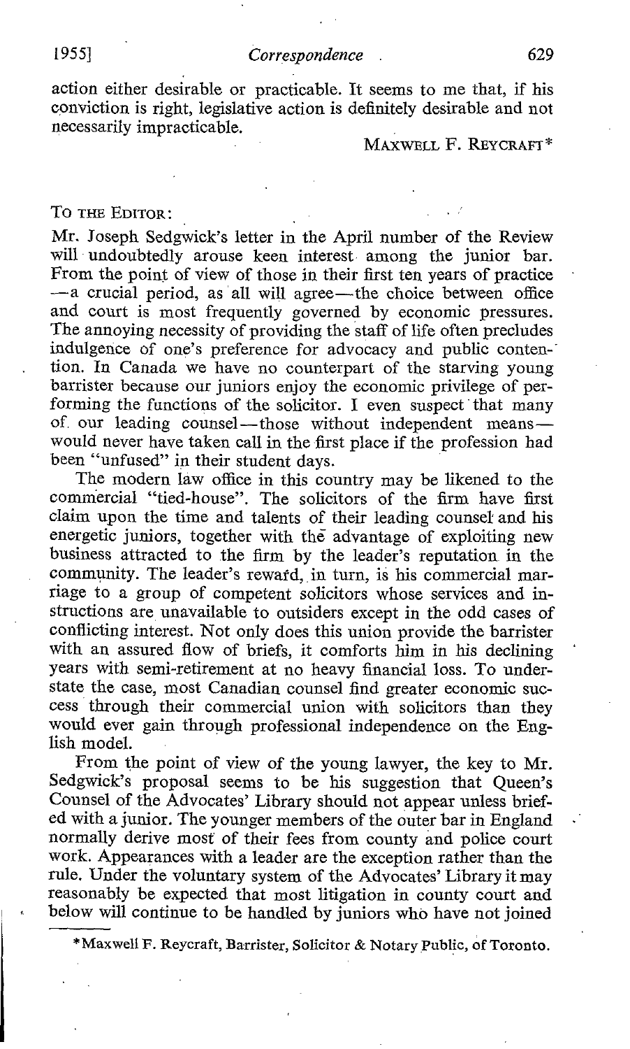action either desirable or practicable. It seems to me that, if his conviction is right, legislative action is definitely desirable and not necessarily impracticable.

MAXWELL F. REYCRAFT*

TO THE EDITOR:

Mr. Joseph Sedgwick's letter in the April number of the Review will undoubtedly arouse keen interest among the junior bar. From the point of view of those in their first ten years of practice—a crucial period, as all will agree—the choice between office and court is most frequently governed by economic pressures. The annoying necessity of providing the staff of life often precludes indulgence of one's preference for advocacy and public contention. In Canada we have no counterpart of the starving young barrister because our juniors enjoy the economic privilege of performing the functions of the solicitor. I even suspect that many of our leading counsel—those without independent means—would never have taken call in the first place if the profession had been "unfused" in their student days.

The modern law office in this country may be likened to the commercial "tied-house". The solicitors of the firm have first claim upon the time and talents of their leading counsel and his energetic juniors, together with the advantage of exploiting new business attracted to the firm by the leader's reputation in the community. The leader's reward, in turn, is his commercial marriage to a group of competent solicitors whose services and instructions are unavailable to outsiders except in the odd cases of conflicting interest. Not only does this union provide the barrister with an assured flow of briefs, it comforts him in his declining years with semi-retirement at no heavy financial loss. To understate the case, most Canadian counsel find greater economic success through their commercial union with solicitors than they would ever gain through professional independence on the English model.

From the point of view of the young lawyer, the key to Mr. Sedgwick's proposal seems to be his suggestion that Queen's Counsel of the Advocates' Library should not appear unless briefed with a junior. The younger members of the outer bar in England normally derive most of their fees from county and police court work. Appearances with a leader are the exception rather than the rule. Under the voluntary system of the Advocates' Library it may reasonably be expected that most litigation in county court and below will continue to be handled by juniors who have not joined

---

*Maxwell F. Reycraft, Barrister, Solicitor & Notary Public, of Toronto.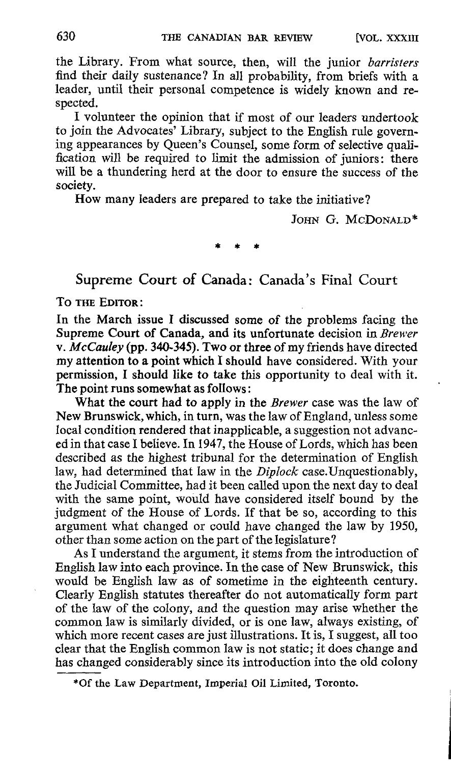the Library. From what source, then, will the junior *barristers* find their daily sustenance? In all probability, from briefs with a leader, until their personal competence is widely known and respected.

I volunteer the opinion that if most of our leaders undertook to join the Advocates' Library, subject to the English rule governing appearances by Queen's Counsel, some form of selective qualification will be required to limit the admission of juniors: there will be a thundering herd at the door to ensure the success of the society.

How many leaders are prepared to take the initiative?

JOHN G. MCDONALD*

\* \* \*

## Supreme Court of Canada: Canada's Final Court

TO THE EDITOR:

In the March issue I discussed some of the problems facing the Supreme Court of Canada, and its unfortunate decision in *Brewer* v. *McCauley* (pp. 340-345). Two or three of my friends have directed my attention to a point which I should have considered. With your permission, I should like to take this opportunity to deal with it. The point runs somewhat as follows:

What the court had to apply in the *Brewer* case was the law of New Brunswick, which, in turn, was the law of England, unless some local condition rendered that inapplicable, a suggestion not advanced in that case I believe. In 1947, the House of Lords, which has been described as the highest tribunal for the determination of English law, had determined that law in the *Diplock* case. Unquestionably, the Judicial Committee, had it been called upon the next day to deal with the same point, would have considered itself bound by the judgment of the House of Lords. If that be so, according to this argument what changed or could have changed the law by 1950, other than some action on the part of the legislature?

As I understand the argument, it stems from the introduction of English law into each province. In the case of New Brunswick, this would be English law as of sometime in the eighteenth century. Clearly English statutes thereafter do not automatically form part of the law of the colony, and the question may arise whether the common law is similarly divided, or is one law, always existing, of which more recent cases are just illustrations. It is, I suggest, all too clear that the English common law is not static; it does change and has changed considerably since its introduction into the old colony

\*Of the Law Department, Imperial Oil Limited, Toronto.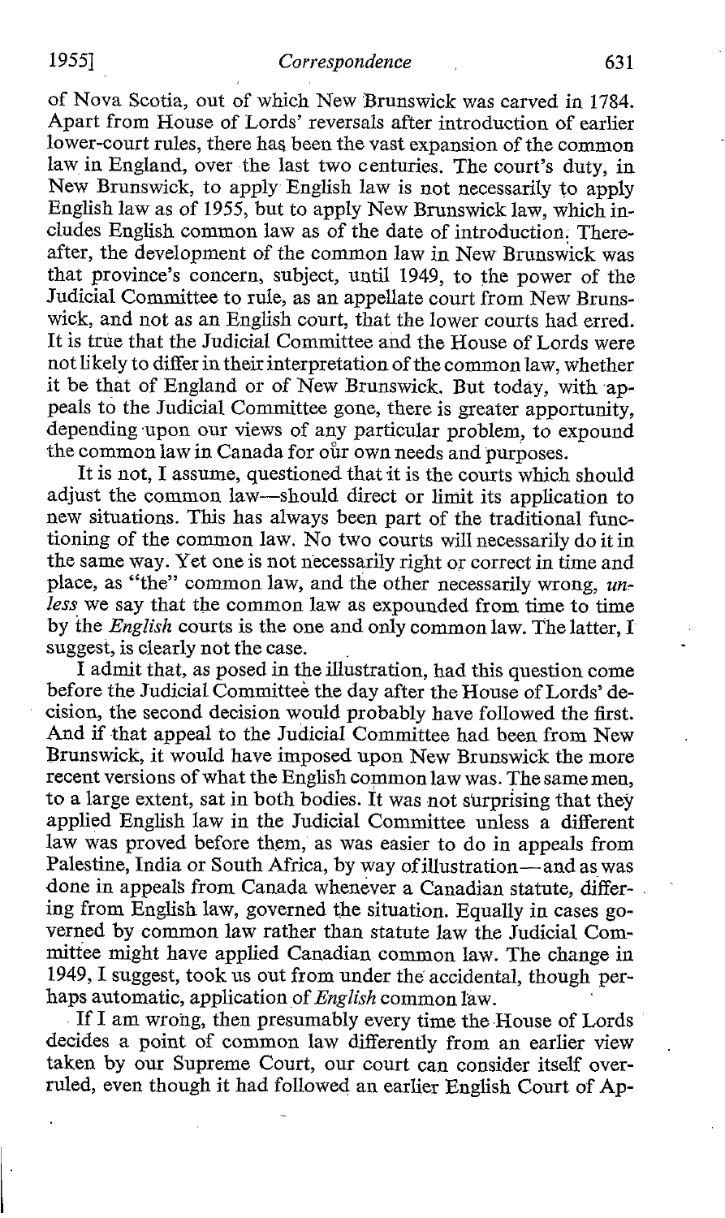of Nova Scotia, out of which New Brunswick was carved in 1784. Apart from House of Lords' reversals after introduction of earlier lower-court rules, there has been the vast expansion of the common law in England, over the last two centuries. The court's duty, in New Brunswick, to apply English law is not necessarily to apply English law as of 1955, but to apply New Brunswick law, which includes English common law as of the date of introduction. Thereafter, the development of the common law in New Brunswick was that province's concern, subject, until 1949, to the power of the Judicial Committee to rule, as an appellate court from New Brunswick, and not as an English court, that the lower courts had erred. It is true that the Judicial Committee and the House of Lords were not likely to differ in their interpretation of the common law, whether it be that of England or of New Brunswick. But today, with appeals to the Judicial Committee gone, there is greater apportunity, depending upon our views of any particular problem, to expound the common law in Canada for our own needs and purposes.

It is not, I assume, questioned that it is the courts which should adjust the common law—should direct or limit its application to new situations. This has always been part of the traditional functioning of the common law. No two courts will necessarily do it in the same way. Yet one is not necessarily right or correct in time and place, as "the" common law, and the other necessarily wrong, *unless* we say that the common law as expounded from time to time by the *English* courts is the one and only common law. The latter, I suggest, is clearly not the case.

I admit that, as posed in the illustration, had this question come before the Judicial Committee the day after the House of Lords' decision, the second decision would probably have followed the first. And if that appeal to the Judicial Committee had been from New Brunswick, it would have imposed upon New Brunswick the more recent versions of what the English common law was. The same men, to a large extent, sat in both bodies. It was not surprising that they applied English law in the Judicial Committee unless a different law was proved before them, as was easier to do in appeals from Palestine, India or South Africa, by way of illustration—and as was done in appeals from Canada whenever a Canadian statute, differing from English law, governed the situation. Equally in cases governed by common law rather than statute law the Judicial Committee might have applied Canadian common law. The change in 1949, I suggest, took us out from under the accidental, though perhaps automatic, application of *English* common law.

If I am wrong, then presumably every time the House of Lords decides a point of common law differently from an earlier view taken by our Supreme Court, our court can consider itself overruled, even though it had followed an earlier English Court of Ap-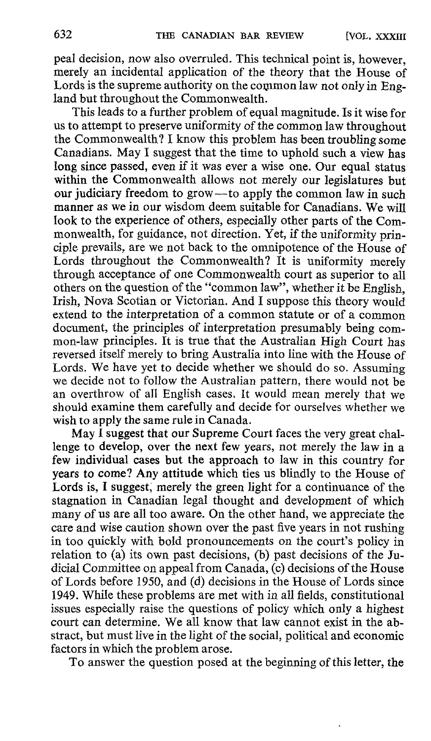peal decision, now also overruled. This technical point is, however, merely an incidental application of the theory that the House of Lords is the supreme authority on the common law not only in England but throughout the Commonwealth.

This leads to a further problem of equal magnitude. Is it wise for us to attempt to preserve uniformity of the common law throughout the Commonwealth? I know this problem has been troubling some Canadians. May I suggest that the time to uphold such a view has long since passed, even if it was ever a wise one. Our equal status within the Commonwealth allows not merely our legislatures but our judiciary freedom to grow—to apply the common law in such manner as we in our wisdom deem suitable for Canadians. We will look to the experience of others, especially other parts of the Commonwealth, for guidance, not direction. Yet, if the uniformity principle prevails, are we not back to the omnipotence of the House of Lords throughout the Commonwealth? It is uniformity merely through acceptance of one Commonwealth court as superior to all others on the question of the "common law", whether it be English, Irish, Nova Scotian or Victorian. And I suppose this theory would extend to the interpretation of a common statute or of a common document, the principles of interpretation presumably being common-law principles. It is true that the Australian High Court has reversed itself merely to bring Australia into line with the House of Lords. We have yet to decide whether we should do so. Assuming we decide not to follow the Australian pattern, there would not be an overthrow of all English cases. It would mean merely that we should examine them carefully and decide for ourselves whether we wish to apply the same rule in Canada.

May I suggest that our Supreme Court faces the very great challenge to develop, over the next few years, not merely the law in a few individual cases but the approach to law in this country for years to come? Any attitude which ties us blindly to the House of Lords is, I suggest, merely the green light for a continuance of the stagnation in Canadian legal thought and development of which many of us are all too aware. On the other hand, we appreciate the care and wise caution shown over the past five years in not rushing in too quickly with bold pronouncements on the court's policy in relation to (a) its own past decisions, (b) past decisions of the Judicial Committee on appeal from Canada, (c) decisions of the House of Lords before 1950, and (d) decisions in the House of Lords since 1949. While these problems are met with in all fields, constitutional issues especially raise the questions of policy which only a highest court can determine. We all know that law cannot exist in the abstract, but must live in the light of the social, political and economic factors in which the problem arose.

To answer the question posed at the beginning of this letter, the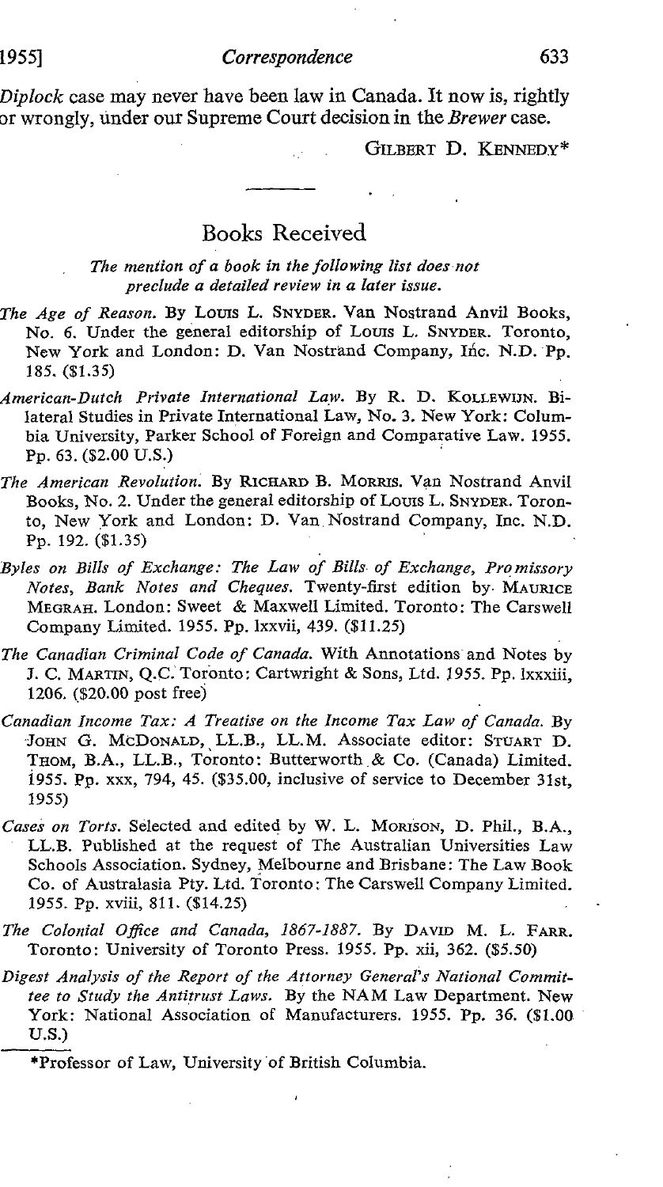*Diplock* case may never have been law in Canada. It now is, rightly or wrongly, under our Supreme Court decision in the *Brewer* case.

GILBERT D. KENNEDY*

## Books Received

*The mention of a book in the following list does not preclude a detailed review in a later issue.*

*The Age of Reason.* By LOUIS L. SNYDER. Van Nostrand Anvil Books, No. 6. Under the general editorship of LOUIS L. SNYDER. Toronto, New York and London: D. Van Nostrand Company, Inc. N.D. Pp. 185. ($1.35)

*American-Dutch Private International Law.* By R. D. KOLLEWIJN. Bilateral Studies in Private International Law, No. 3. New York: Columbia University, Parker School of Foreign and Comparative Law. 1955. Pp. 63. ($2.00 U.S.)

*The American Revolution.* By RICHARD B. MORRIS. Van Nostrand Anvil Books, No. 2. Under the general editorship of LOUIS L. SNYDER. Toronto, New York and London: D. Van Nostrand Company, Inc. N.D. Pp. 192. ($1.35)

*Byles on Bills of Exchange: The Law of Bills of Exchange, Promissory Notes, Bank Notes and Cheques.* Twenty-first edition by MAURICE MEGRAH. London: Sweet & Maxwell Limited. Toronto: The Carswell Company Limited. 1955. Pp. lxxvii, 439. ($11.25)

*The Canadian Criminal Code of Canada.* With Annotations and Notes by J. C. MARTIN, Q.C. Toronto: Cartwright & Sons, Ltd. 1955. Pp. lxxxiii, 1206. ($20.00 post free)

*Canadian Income Tax: A Treatise on the Income Tax Law of Canada.* By JOHN G. MCDONALD, LL.B., LL.M. Associate editor: STUART D. THOM, B.A., LL.B., Toronto: Butterworth & Co. (Canada) Limited. 1955. Pp. xxx, 794, 45. ($35.00, inclusive of service to December 31st, 1955)

*Cases on Torts.* Selected and edited by W. L. MORISON, D. Phil., B.A., LL.B. Published at the request of The Australian Universities Law Schools Association. Sydney, Melbourne and Brisbane: The Law Book Co. of Australasia Pty. Ltd. Toronto: The Carswell Company Limited. 1955. Pp. xviii, 811. ($14.25)

*The Colonial Office and Canada, 1867-1887.* By DAVID M. L. FARR. Toronto: University of Toronto Press. 1955. Pp. xii, 362. ($5.50)

*Digest Analysis of the Report of the Attorney General's National Committee to Study the Antitrust Laws.* By the NAM Law Department. New York: National Association of Manufacturers. 1955. Pp. 36. ($1.00 U.S.)

---

*Professor of Law, University of British Columbia.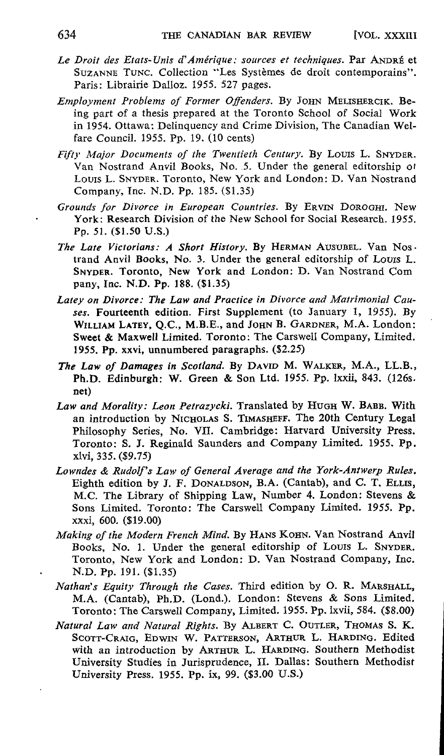*Le Droit des Etats-Unis d'Amérique: sources et techniques.* Par André et Suzanne Tunc. Collection "Les Systèmes de droit contemporains". Paris: Librairie Dalloz. 1955. 527 pages.

*Employment Problems of Former Offenders.* By John Melishercik. Being part of a thesis prepared at the Toronto School of Social Work in 1954. Ottawa: Delinquency and Crime Division, The Canadian Welfare Council. 1955. Pp. 19. (10 cents)

*Fifty Major Documents of the Twentieth Century.* By Louis L. Snyder. Van Nostrand Anvil Books, No. 5. Under the general editorship of Louis L. Snyder. Toronto, New York and London: D. Van Nostrand Company, Inc. N.D. Pp. 185. ($1.35)

*Grounds for Divorce in European Countries.* By Ervin Doroghi. New York: Research Division of the New School for Social Research. 1955. Pp. 51. ($1.50 U.S.)

*The Late Victorians: A Short History.* By Herman Ausubel. Van Nostrand Anvil Books, No. 3. Under the general editorship of Louis L. Snyder. Toronto, New York and London: D. Van Nostrand Company, Inc. N.D. Pp. 188. ($1.35)

*Latey on Divorce: The Law and Practice in Divorce and Matrimonial Causes.* Fourteenth edition. First Supplement (to January 1, 1955). By William Latey, Q.C., M.B.E., and John B. Gardner, M.A. London: Sweet & Maxwell Limited. Toronto: The Carswell Company, Limited. 1955. Pp. xxvi, unnumbered paragraphs. ($2.25)

*The Law of Damages in Scotland.* By David M. Walker, M.A., LL.B., Ph.D. Edinburgh: W. Green & Son Ltd. 1955. Pp. lxxii, 843. (126s. net)

*Law and Morality: Leon Petrazycki.* Translated by Hugh W. Babb. With an introduction by Nicholas S. Timasheff. The 20th Century Legal Philosophy Series, No. VII. Cambridge: Harvard University Press. Toronto: S. J. Reginald Saunders and Company Limited. 1955. Pp. xlvi, 335. ($9.75)

*Lowndes & Rudolf's Law of General Average and the York-Antwerp Rules.* Eighth edition by J. F. Donaldson, B.A. (Cantab), and C. T. Ellis, M.C. The Library of Shipping Law, Number 4. London: Stevens & Sons Limited. Toronto: The Carswell Company Limited. 1955. Pp. xxxi, 600. ($19.00)

*Making of the Modern French Mind.* By Hans Kohn. Van Nostrand Anvil Books, No. 1. Under the general editorship of Louis L. Snyder. Toronto, New York and London: D. Van Nostrand Company, Inc. N.D. Pp. 191. ($1.35)

*Nathan's Equity Through the Cases.* Third edition by O. R. Marshall, M.A. (Cantab), Ph.D. (Lond.). London: Stevens & Sons Limited. Toronto: The Carswell Company, Limited. 1955. Pp. lxvii, 584. ($8.00)

*Natural Law and Natural Rights.* By Albert C. Outler, Thomas S. K. Scott-Craig, Edwin W. Patterson, Arthur L. Harding. Edited with an introduction by Arthur L. Harding. Southern Methodist University Studies in Jurisprudence, II. Dallas: Southern Methodist University Press. 1955. Pp. ix, 99. ($3.00 U.S.)